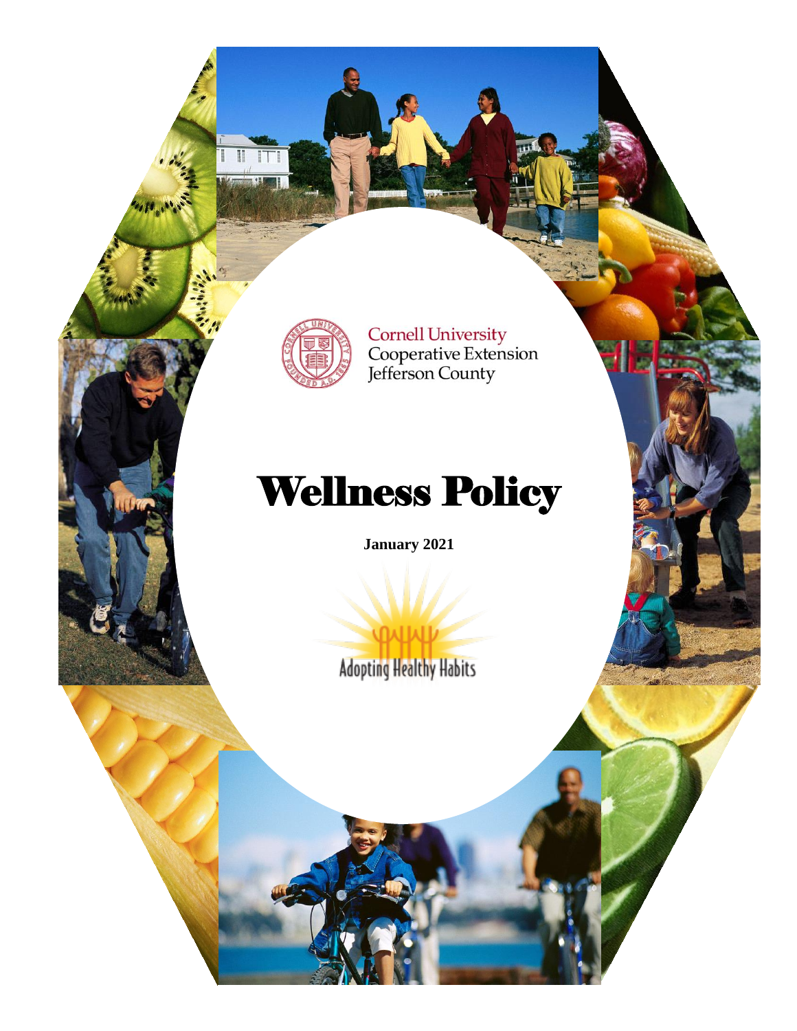Cornell University
Cooperative Extension
Jefferson County

# Wellness Policy

**January 2021**

Adopting Healthy Habits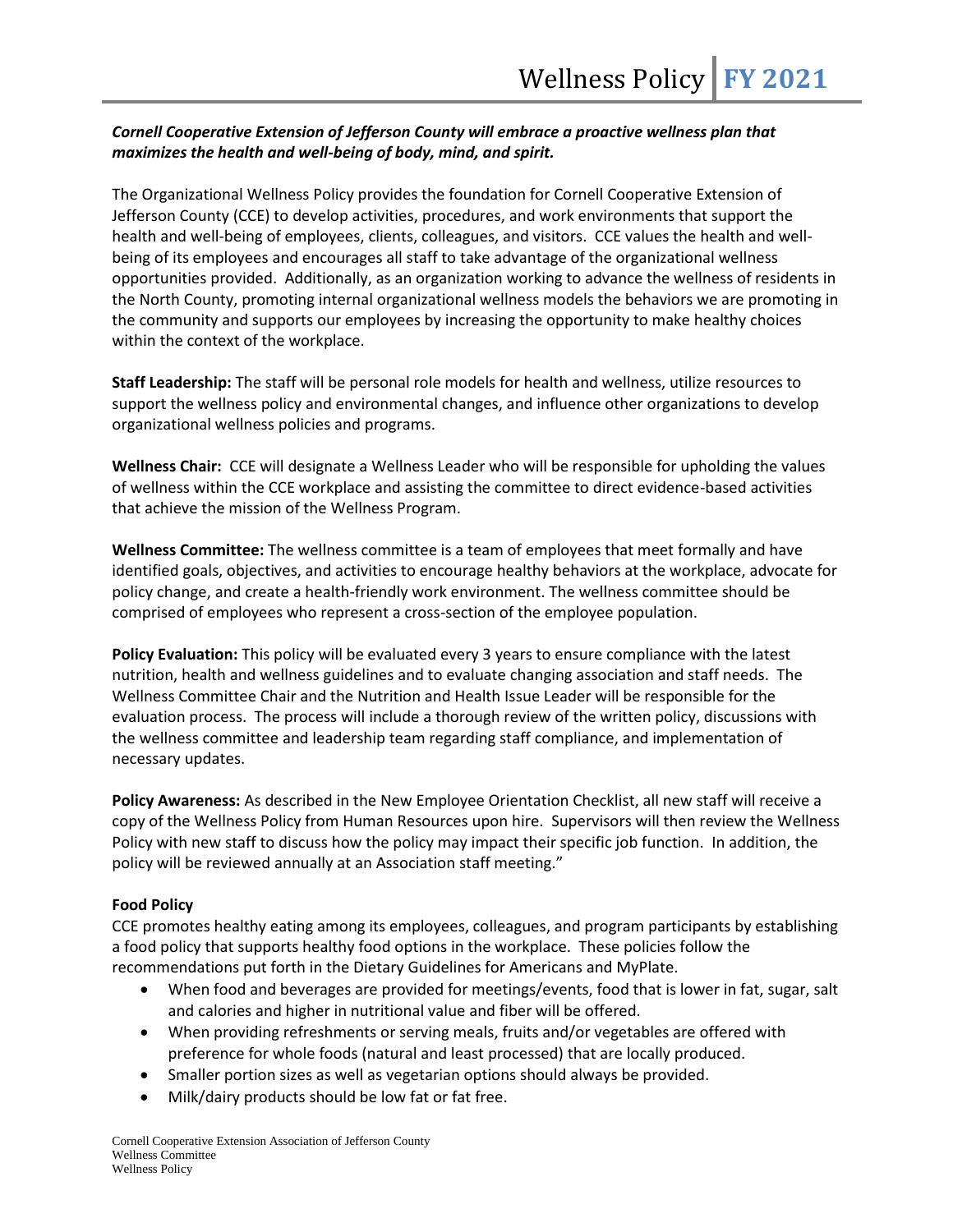***Cornell Cooperative Extension of Jefferson County will embrace a proactive wellness plan that maximizes the health and well-being of body, mind, and spirit.***

The Organizational Wellness Policy provides the foundation for Cornell Cooperative Extension of Jefferson County (CCE) to develop activities, procedures, and work environments that support the health and well-being of employees, clients, colleagues, and visitors. CCE values the health and well-being of its employees and encourages all staff to take advantage of the organizational wellness opportunities provided. Additionally, as an organization working to advance the wellness of residents in the North County, promoting internal organizational wellness models the behaviors we are promoting in the community and supports our employees by increasing the opportunity to make healthy choices within the context of the workplace.

**Staff Leadership:** The staff will be personal role models for health and wellness, utilize resources to support the wellness policy and environmental changes, and influence other organizations to develop organizational wellness policies and programs.

**Wellness Chair:** CCE will designate a Wellness Leader who will be responsible for upholding the values of wellness within the CCE workplace and assisting the committee to direct evidence-based activities that achieve the mission of the Wellness Program.

**Wellness Committee:** The wellness committee is a team of employees that meet formally and have identified goals, objectives, and activities to encourage healthy behaviors at the workplace, advocate for policy change, and create a health-friendly work environment. The wellness committee should be comprised of employees who represent a cross-section of the employee population.

**Policy Evaluation:** This policy will be evaluated every 3 years to ensure compliance with the latest nutrition, health and wellness guidelines and to evaluate changing association and staff needs. The Wellness Committee Chair and the Nutrition and Health Issue Leader will be responsible for the evaluation process. The process will include a thorough review of the written policy, discussions with the wellness committee and leadership team regarding staff compliance, and implementation of necessary updates.

**Policy Awareness:** As described in the New Employee Orientation Checklist, all new staff will receive a copy of the Wellness Policy from Human Resources upon hire. Supervisors will then review the Wellness Policy with new staff to discuss how the policy may impact their specific job function. In addition, the policy will be reviewed annually at an Association staff meeting."

**Food Policy**

CCE promotes healthy eating among its employees, colleagues, and program participants by establishing a food policy that supports healthy food options in the workplace. These policies follow the recommendations put forth in the Dietary Guidelines for Americans and MyPlate.

- When food and beverages are provided for meetings/events, food that is lower in fat, sugar, salt and calories and higher in nutritional value and fiber will be offered.
- When providing refreshments or serving meals, fruits and/or vegetables are offered with preference for whole foods (natural and least processed) that are locally produced.
- Smaller portion sizes as well as vegetarian options should always be provided.
- Milk/dairy products should be low fat or fat free.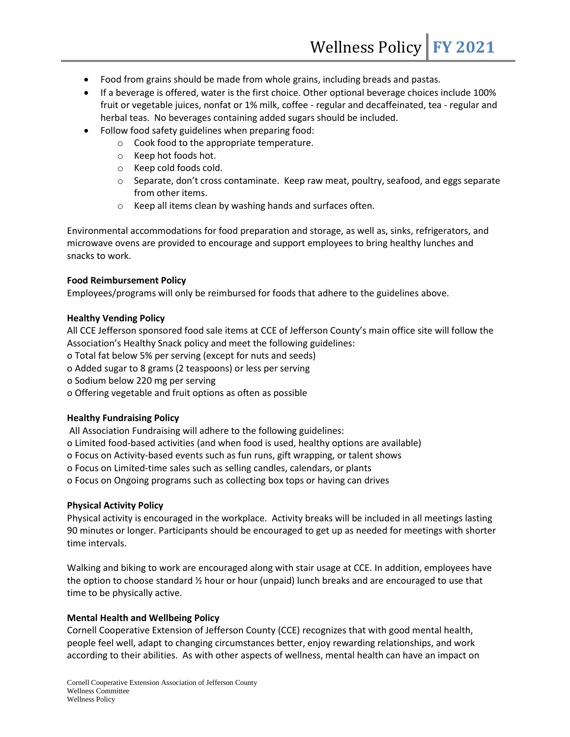- Food from grains should be made from whole grains, including breads and pastas.
- If a beverage is offered, water is the first choice. Other optional beverage choices include 100% fruit or vegetable juices, nonfat or 1% milk, coffee - regular and decaffeinated, tea - regular and herbal teas. No beverages containing added sugars should be included.
- Follow food safety guidelines when preparing food:
    - Cook food to the appropriate temperature.
    - Keep hot foods hot.
    - Keep cold foods cold.
    - Separate, don't cross contaminate. Keep raw meat, poultry, seafood, and eggs separate from other items.
    - Keep all items clean by washing hands and surfaces often.

Environmental accommodations for food preparation and storage, as well as, sinks, refrigerators, and microwave ovens are provided to encourage and support employees to bring healthy lunches and snacks to work.

**Food Reimbursement Policy**

Employees/programs will only be reimbursed for foods that adhere to the guidelines above.

**Healthy Vending Policy**

All CCE Jefferson sponsored food sale items at CCE of Jefferson County's main office site will follow the Association's Healthy Snack policy and meet the following guidelines:

o Total fat below 5% per serving (except for nuts and seeds)
o Added sugar to 8 grams (2 teaspoons) or less per serving
o Sodium below 220 mg per serving
o Offering vegetable and fruit options as often as possible

**Healthy Fundraising Policy**

All Association Fundraising will adhere to the following guidelines:

o Limited food-based activities (and when food is used, healthy options are available)
o Focus on Activity-based events such as fun runs, gift wrapping, or talent shows
o Focus on Limited-time sales such as selling candles, calendars, or plants
o Focus on Ongoing programs such as collecting box tops or having can drives

**Physical Activity Policy**

Physical activity is encouraged in the workplace. Activity breaks will be included in all meetings lasting 90 minutes or longer. Participants should be encouraged to get up as needed for meetings with shorter time intervals.

Walking and biking to work are encouraged along with stair usage at CCE. In addition, employees have the option to choose standard ½ hour or hour (unpaid) lunch breaks and are encouraged to use that time to be physically active.

**Mental Health and Wellbeing Policy**

Cornell Cooperative Extension of Jefferson County (CCE) recognizes that with good mental health, people feel well, adapt to changing circumstances better, enjoy rewarding relationships, and work according to their abilities. As with other aspects of wellness, mental health can have an impact on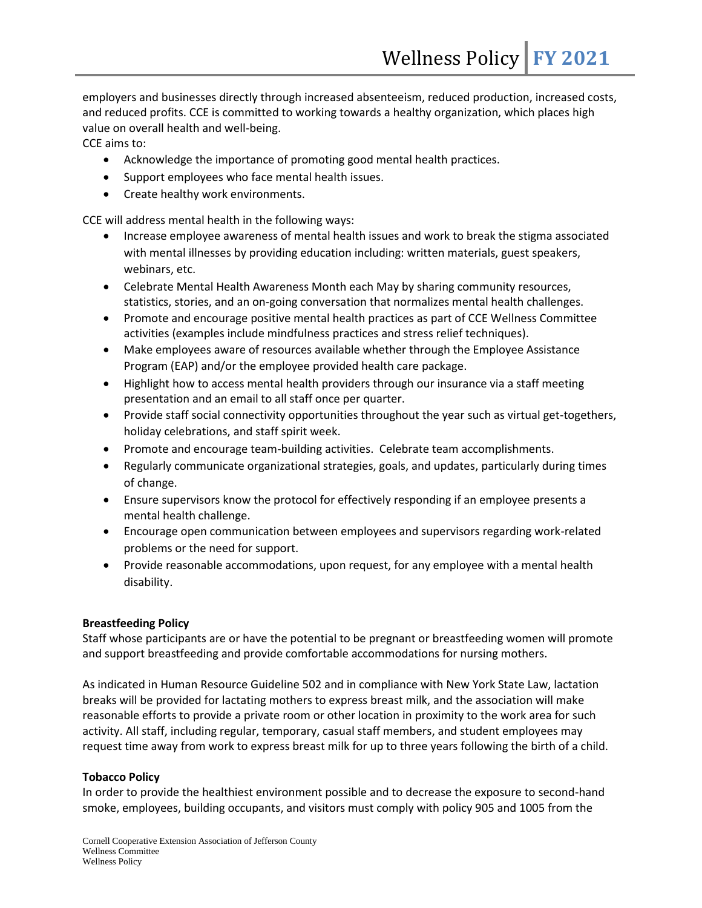employers and businesses directly through increased absenteeism, reduced production, increased costs, and reduced profits. CCE is committed to working towards a healthy organization, which places high value on overall health and well-being.

CCE aims to:

- Acknowledge the importance of promoting good mental health practices.
- Support employees who face mental health issues.
- Create healthy work environments.

CCE will address mental health in the following ways:

- Increase employee awareness of mental health issues and work to break the stigma associated with mental illnesses by providing education including: written materials, guest speakers, webinars, etc.
- Celebrate Mental Health Awareness Month each May by sharing community resources, statistics, stories, and an on-going conversation that normalizes mental health challenges.
- Promote and encourage positive mental health practices as part of CCE Wellness Committee activities (examples include mindfulness practices and stress relief techniques).
- Make employees aware of resources available whether through the Employee Assistance Program (EAP) and/or the employee provided health care package.
- Highlight how to access mental health providers through our insurance via a staff meeting presentation and an email to all staff once per quarter.
- Provide staff social connectivity opportunities throughout the year such as virtual get-togethers, holiday celebrations, and staff spirit week.
- Promote and encourage team-building activities. Celebrate team accomplishments.
- Regularly communicate organizational strategies, goals, and updates, particularly during times of change.
- Ensure supervisors know the protocol for effectively responding if an employee presents a mental health challenge.
- Encourage open communication between employees and supervisors regarding work-related problems or the need for support.
- Provide reasonable accommodations, upon request, for any employee with a mental health disability.

**Breastfeeding Policy**

Staff whose participants are or have the potential to be pregnant or breastfeeding women will promote and support breastfeeding and provide comfortable accommodations for nursing mothers.

As indicated in Human Resource Guideline 502 and in compliance with New York State Law, lactation breaks will be provided for lactating mothers to express breast milk, and the association will make reasonable efforts to provide a private room or other location in proximity to the work area for such activity. All staff, including regular, temporary, casual staff members, and student employees may request time away from work to express breast milk for up to three years following the birth of a child.

**Tobacco Policy**

In order to provide the healthiest environment possible and to decrease the exposure to second-hand smoke, employees, building occupants, and visitors must comply with policy 905 and 1005 from the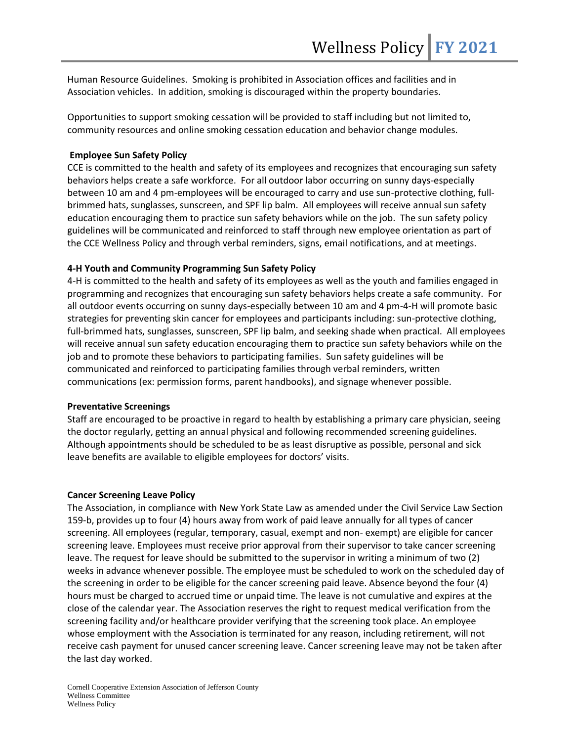Human Resource Guidelines. Smoking is prohibited in Association offices and facilities and in Association vehicles. In addition, smoking is discouraged within the property boundaries.

Opportunities to support smoking cessation will be provided to staff including but not limited to, community resources and online smoking cessation education and behavior change modules.

**Employee Sun Safety Policy**

CCE is committed to the health and safety of its employees and recognizes that encouraging sun safety behaviors helps create a safe workforce. For all outdoor labor occurring on sunny days-especially between 10 am and 4 pm-employees will be encouraged to carry and use sun-protective clothing, full-brimmed hats, sunglasses, sunscreen, and SPF lip balm. All employees will receive annual sun safety education encouraging them to practice sun safety behaviors while on the job. The sun safety policy guidelines will be communicated and reinforced to staff through new employee orientation as part of the CCE Wellness Policy and through verbal reminders, signs, email notifications, and at meetings.

**4-H Youth and Community Programming Sun Safety Policy**

4-H is committed to the health and safety of its employees as well as the youth and families engaged in programming and recognizes that encouraging sun safety behaviors helps create a safe community. For all outdoor events occurring on sunny days-especially between 10 am and 4 pm-4-H will promote basic strategies for preventing skin cancer for employees and participants including: sun-protective clothing, full-brimmed hats, sunglasses, sunscreen, SPF lip balm, and seeking shade when practical. All employees will receive annual sun safety education encouraging them to practice sun safety behaviors while on the job and to promote these behaviors to participating families. Sun safety guidelines will be communicated and reinforced to participating families through verbal reminders, written communications (ex: permission forms, parent handbooks), and signage whenever possible.

**Preventative Screenings**

Staff are encouraged to be proactive in regard to health by establishing a primary care physician, seeing the doctor regularly, getting an annual physical and following recommended screening guidelines. Although appointments should be scheduled to be as least disruptive as possible, personal and sick leave benefits are available to eligible employees for doctors' visits.

**Cancer Screening Leave Policy**

The Association, in compliance with New York State Law as amended under the Civil Service Law Section 159-b, provides up to four (4) hours away from work of paid leave annually for all types of cancer screening. All employees (regular, temporary, casual, exempt and non- exempt) are eligible for cancer screening leave. Employees must receive prior approval from their supervisor to take cancer screening leave. The request for leave should be submitted to the supervisor in writing a minimum of two (2) weeks in advance whenever possible. The employee must be scheduled to work on the scheduled day of the screening in order to be eligible for the cancer screening paid leave. Absence beyond the four (4) hours must be charged to accrued time or unpaid time. The leave is not cumulative and expires at the close of the calendar year. The Association reserves the right to request medical verification from the screening facility and/or healthcare provider verifying that the screening took place. An employee whose employment with the Association is terminated for any reason, including retirement, will not receive cash payment for unused cancer screening leave. Cancer screening leave may not be taken after the last day worked.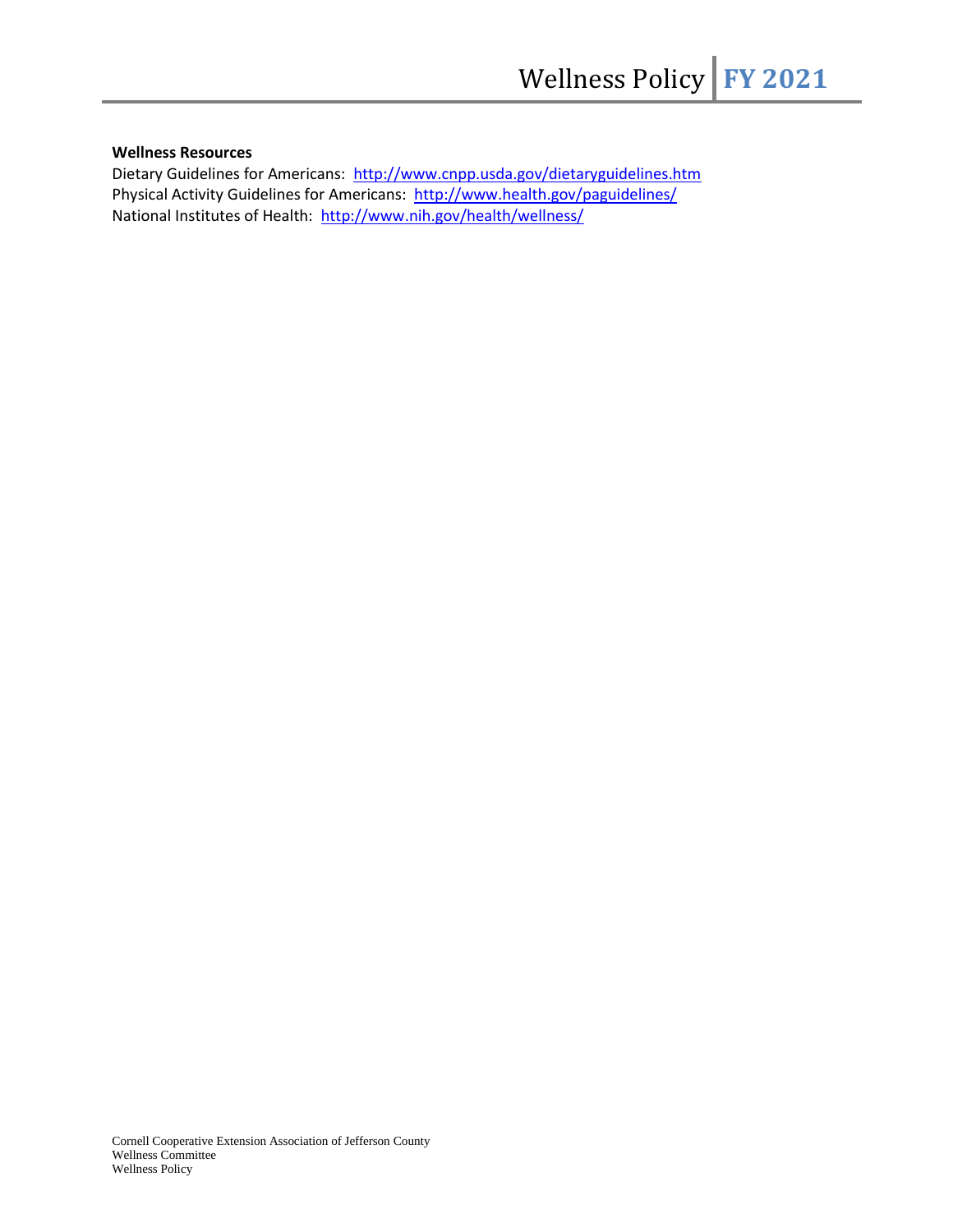**Wellness Resources**

Dietary Guidelines for Americans: http://www.cnpp.usda.gov/dietaryguidelines.htm
Physical Activity Guidelines for Americans: http://www.health.gov/paguidelines/
National Institutes of Health: http://www.nih.gov/health/wellness/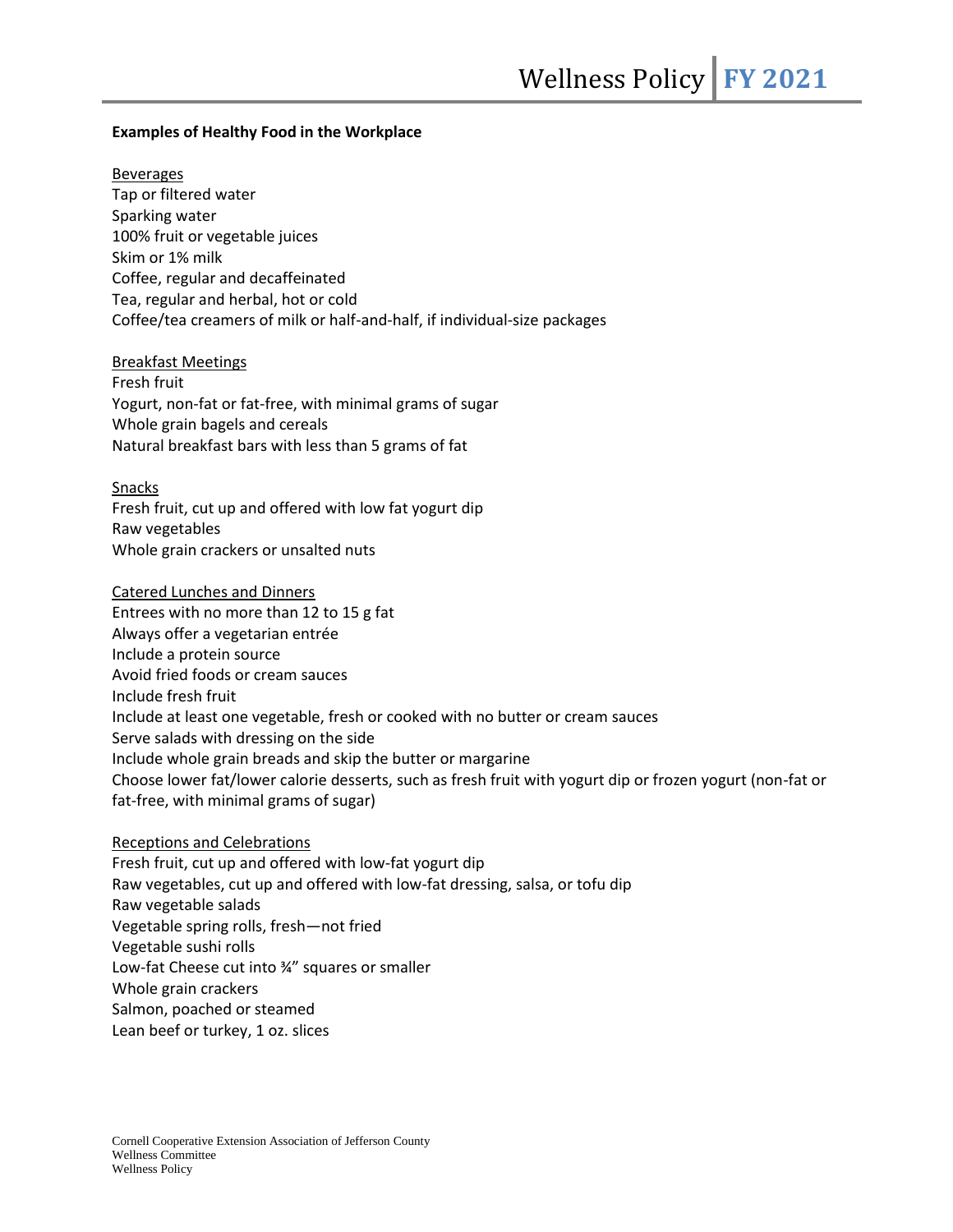**Examples of Healthy Food in the Workplace**

Beverages

Tap or filtered water
Sparking water
100% fruit or vegetable juices
Skim or 1% milk
Coffee, regular and decaffeinated
Tea, regular and herbal, hot or cold
Coffee/tea creamers of milk or half-and-half, if individual-size packages

Breakfast Meetings

Fresh fruit
Yogurt, non-fat or fat-free, with minimal grams of sugar
Whole grain bagels and cereals
Natural breakfast bars with less than 5 grams of fat

Snacks

Fresh fruit, cut up and offered with low fat yogurt dip
Raw vegetables
Whole grain crackers or unsalted nuts

Catered Lunches and Dinners

Entrees with no more than 12 to 15 g fat
Always offer a vegetarian entrée
Include a protein source
Avoid fried foods or cream sauces
Include fresh fruit
Include at least one vegetable, fresh or cooked with no butter or cream sauces
Serve salads with dressing on the side
Include whole grain breads and skip the butter or margarine
Choose lower fat/lower calorie desserts, such as fresh fruit with yogurt dip or frozen yogurt (non-fat or fat-free, with minimal grams of sugar)

Receptions and Celebrations

Fresh fruit, cut up and offered with low-fat yogurt dip
Raw vegetables, cut up and offered with low-fat dressing, salsa, or tofu dip
Raw vegetable salads
Vegetable spring rolls, fresh—not fried
Vegetable sushi rolls
Low-fat Cheese cut into ¾" squares or smaller
Whole grain crackers
Salmon, poached or steamed
Lean beef or turkey, 1 oz. slices